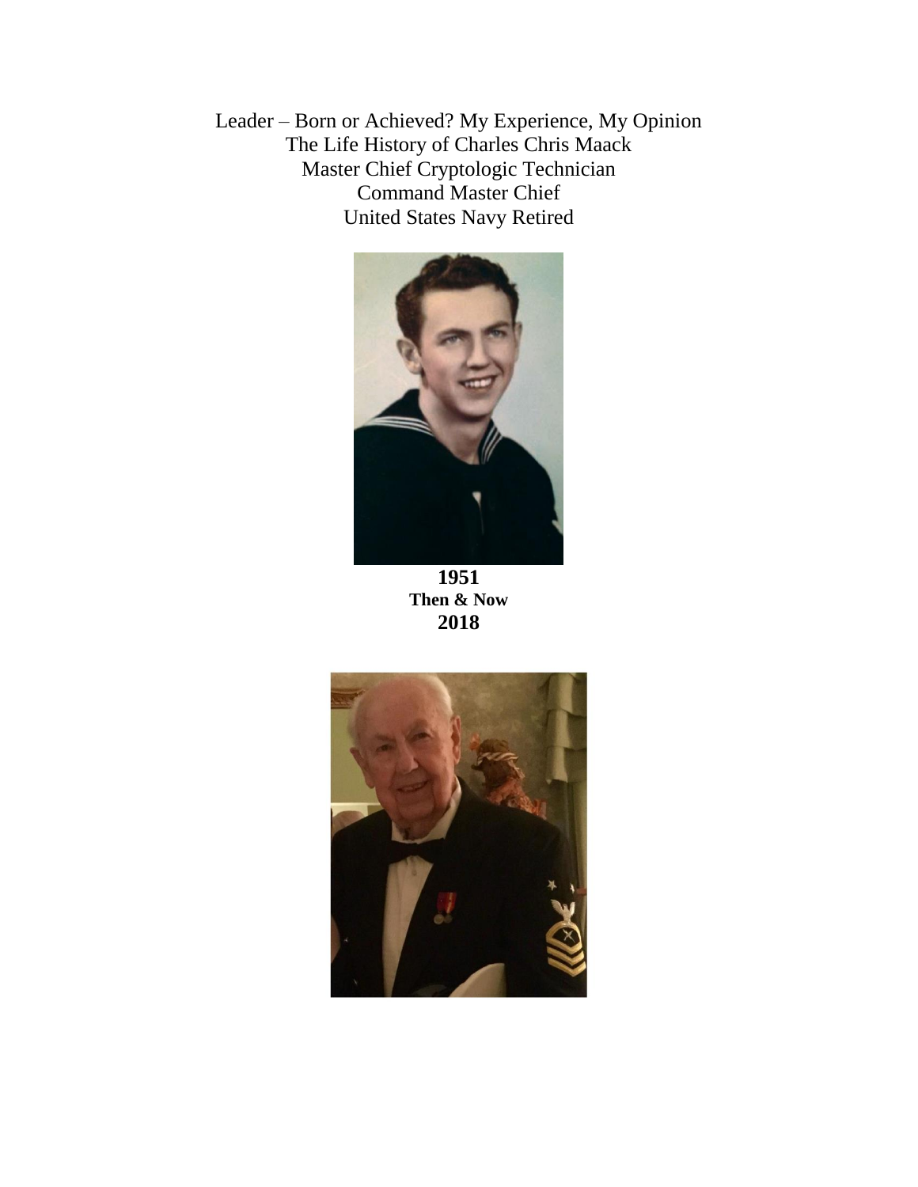# Leader – Born or Achieved? My Experience, My Opinion

The Life History of Charles Chris Maack
Master Chief Cryptologic Technician
Command Master Chief
United States Navy Retired

**1951**
**Then & Now**
**2018**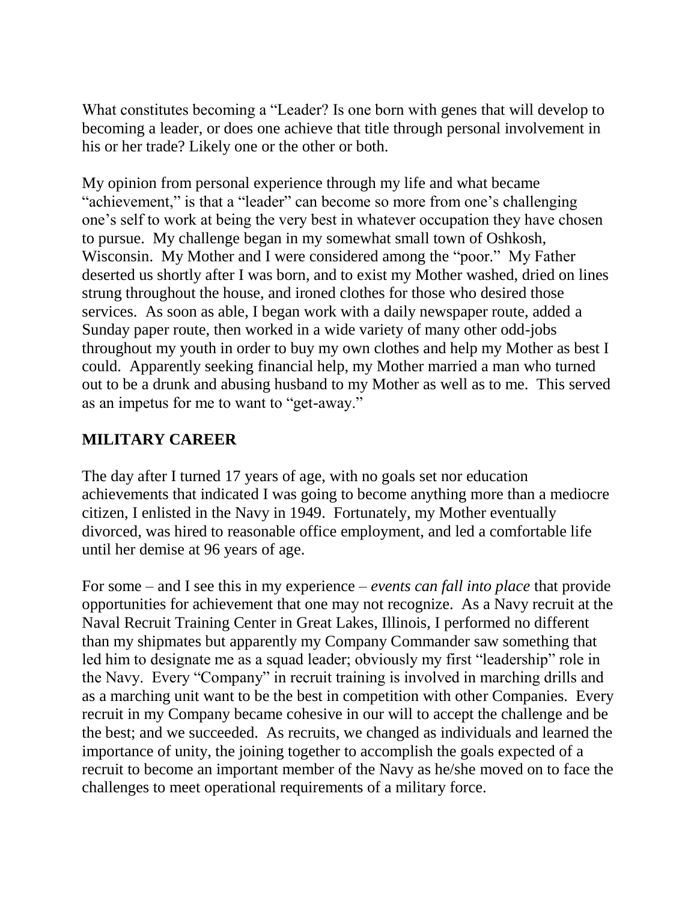What constitutes becoming a "Leader? Is one born with genes that will develop to becoming a leader, or does one achieve that title through personal involvement in his or her trade? Likely one or the other or both.

My opinion from personal experience through my life and what became "achievement," is that a "leader" can become so more from one's challenging one's self to work at being the very best in whatever occupation they have chosen to pursue. My challenge began in my somewhat small town of Oshkosh, Wisconsin. My Mother and I were considered among the "poor." My Father deserted us shortly after I was born, and to exist my Mother washed, dried on lines strung throughout the house, and ironed clothes for those who desired those services. As soon as able, I began work with a daily newspaper route, added a Sunday paper route, then worked in a wide variety of many other odd-jobs throughout my youth in order to buy my own clothes and help my Mother as best I could. Apparently seeking financial help, my Mother married a man who turned out to be a drunk and abusing husband to my Mother as well as to me. This served as an impetus for me to want to "get-away."

## MILITARY CAREER

The day after I turned 17 years of age, with no goals set nor education achievements that indicated I was going to become anything more than a mediocre citizen, I enlisted in the Navy in 1949. Fortunately, my Mother eventually divorced, was hired to reasonable office employment, and led a comfortable life until her demise at 96 years of age.

For some – and I see this in my experience – *events can fall into place* that provide opportunities for achievement that one may not recognize. As a Navy recruit at the Naval Recruit Training Center in Great Lakes, Illinois, I performed no different than my shipmates but apparently my Company Commander saw something that led him to designate me as a squad leader; obviously my first "leadership" role in the Navy. Every "Company" in recruit training is involved in marching drills and as a marching unit want to be the best in competition with other Companies. Every recruit in my Company became cohesive in our will to accept the challenge and be the best; and we succeeded. As recruits, we changed as individuals and learned the importance of unity, the joining together to accomplish the goals expected of a recruit to become an important member of the Navy as he/she moved on to face the challenges to meet operational requirements of a military force.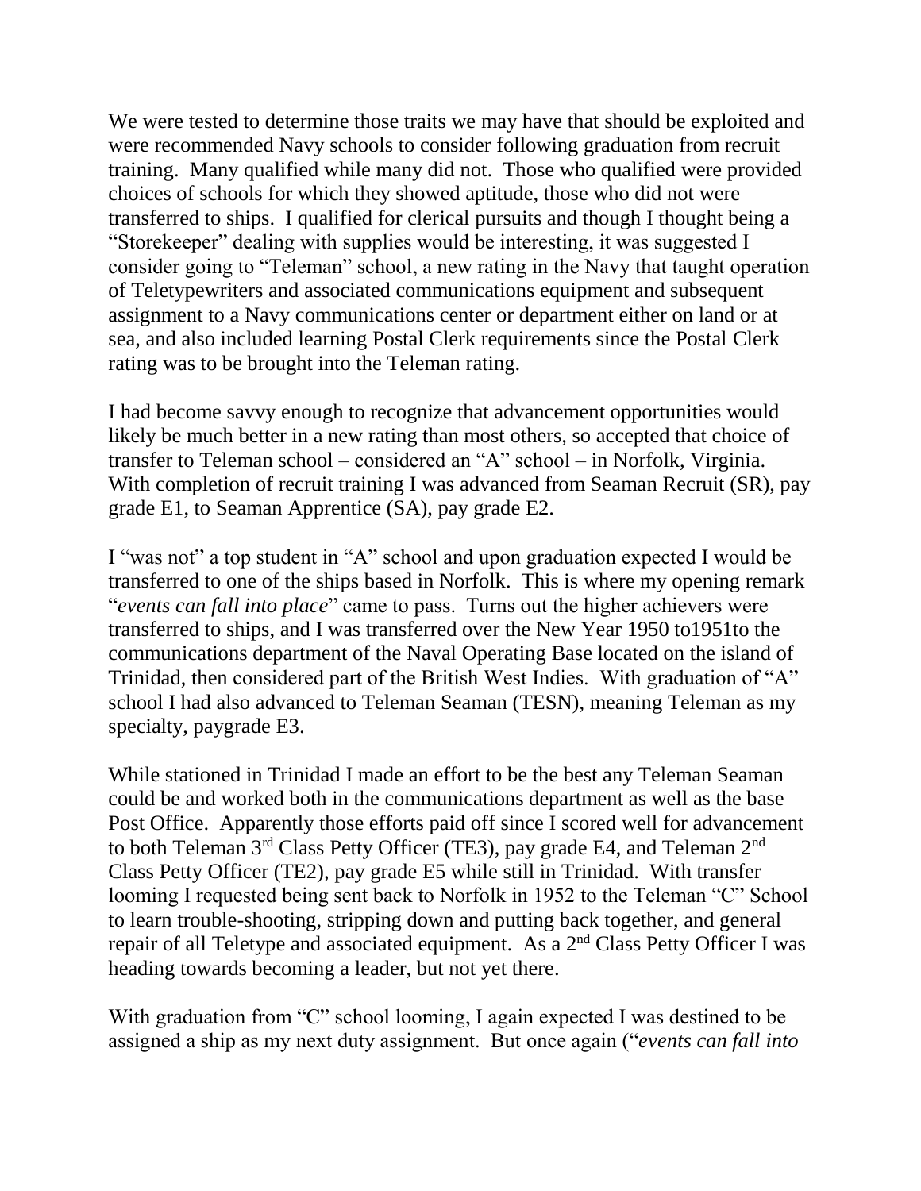We were tested to determine those traits we may have that should be exploited and were recommended Navy schools to consider following graduation from recruit training. Many qualified while many did not. Those who qualified were provided choices of schools for which they showed aptitude, those who did not were transferred to ships. I qualified for clerical pursuits and though I thought being a "Storekeeper" dealing with supplies would be interesting, it was suggested I consider going to "Teleman" school, a new rating in the Navy that taught operation of Teletypewriters and associated communications equipment and subsequent assignment to a Navy communications center or department either on land or at sea, and also included learning Postal Clerk requirements since the Postal Clerk rating was to be brought into the Teleman rating.

I had become savvy enough to recognize that advancement opportunities would likely be much better in a new rating than most others, so accepted that choice of transfer to Teleman school – considered an "A" school – in Norfolk, Virginia. With completion of recruit training I was advanced from Seaman Recruit (SR), pay grade E1, to Seaman Apprentice (SA), pay grade E2.

I "was not" a top student in "A" school and upon graduation expected I would be transferred to one of the ships based in Norfolk. This is where my opening remark "*events can fall into place*" came to pass. Turns out the higher achievers were transferred to ships, and I was transferred over the New Year 1950 to1951to the communications department of the Naval Operating Base located on the island of Trinidad, then considered part of the British West Indies. With graduation of "A" school I had also advanced to Teleman Seaman (TESN), meaning Teleman as my specialty, paygrade E3.

While stationed in Trinidad I made an effort to be the best any Teleman Seaman could be and worked both in the communications department as well as the base Post Office. Apparently those efforts paid off since I scored well for advancement to both Teleman 3rd Class Petty Officer (TE3), pay grade E4, and Teleman 2nd Class Petty Officer (TE2), pay grade E5 while still in Trinidad. With transfer looming I requested being sent back to Norfolk in 1952 to the Teleman "C" School to learn trouble-shooting, stripping down and putting back together, and general repair of all Teletype and associated equipment. As a 2nd Class Petty Officer I was heading towards becoming a leader, but not yet there.

With graduation from "C" school looming, I again expected I was destined to be assigned a ship as my next duty assignment. But once again ("*events can fall into*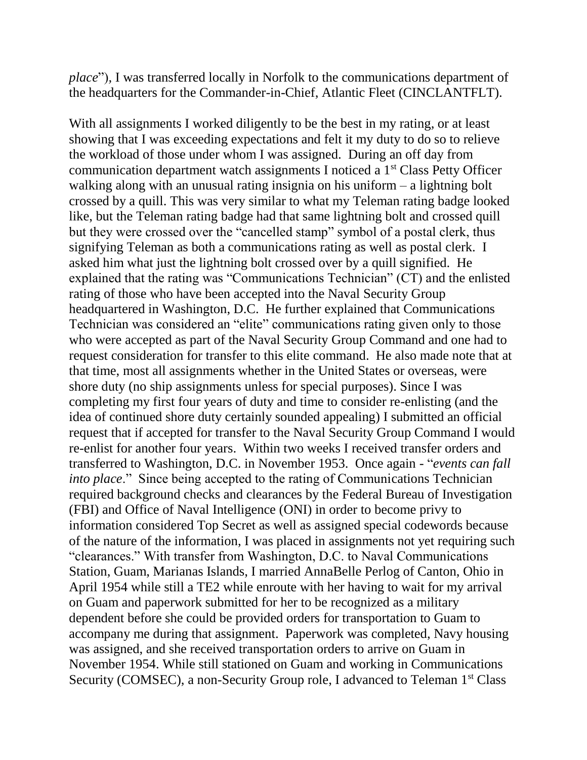*place*"), I was transferred locally in Norfolk to the communications department of the headquarters for the Commander-in-Chief, Atlantic Fleet (CINCLANTFLT).

With all assignments I worked diligently to be the best in my rating, or at least showing that I was exceeding expectations and felt it my duty to do so to relieve the workload of those under whom I was assigned. During an off day from communication department watch assignments I noticed a 1st Class Petty Officer walking along with an unusual rating insignia on his uniform – a lightning bolt crossed by a quill. This was very similar to what my Teleman rating badge looked like, but the Teleman rating badge had that same lightning bolt and crossed quill but they were crossed over the "cancelled stamp" symbol of a postal clerk, thus signifying Teleman as both a communications rating as well as postal clerk. I asked him what just the lightning bolt crossed over by a quill signified. He explained that the rating was "Communications Technician" (CT) and the enlisted rating of those who have been accepted into the Naval Security Group headquartered in Washington, D.C. He further explained that Communications Technician was considered an "elite" communications rating given only to those who were accepted as part of the Naval Security Group Command and one had to request consideration for transfer to this elite command. He also made note that at that time, most all assignments whether in the United States or overseas, were shore duty (no ship assignments unless for special purposes). Since I was completing my first four years of duty and time to consider re-enlisting (and the idea of continued shore duty certainly sounded appealing) I submitted an official request that if accepted for transfer to the Naval Security Group Command I would re-enlist for another four years. Within two weeks I received transfer orders and transferred to Washington, D.C. in November 1953. Once again - "*events can fall into place*." Since being accepted to the rating of Communications Technician required background checks and clearances by the Federal Bureau of Investigation (FBI) and Office of Naval Intelligence (ONI) in order to become privy to information considered Top Secret as well as assigned special codewords because of the nature of the information, I was placed in assignments not yet requiring such "clearances." With transfer from Washington, D.C. to Naval Communications Station, Guam, Marianas Islands, I married AnnaBelle Perlog of Canton, Ohio in April 1954 while still a TE2 while enroute with her having to wait for my arrival on Guam and paperwork submitted for her to be recognized as a military dependent before she could be provided orders for transportation to Guam to accompany me during that assignment. Paperwork was completed, Navy housing was assigned, and she received transportation orders to arrive on Guam in November 1954. While still stationed on Guam and working in Communications Security (COMSEC), a non-Security Group role, I advanced to Teleman 1st Class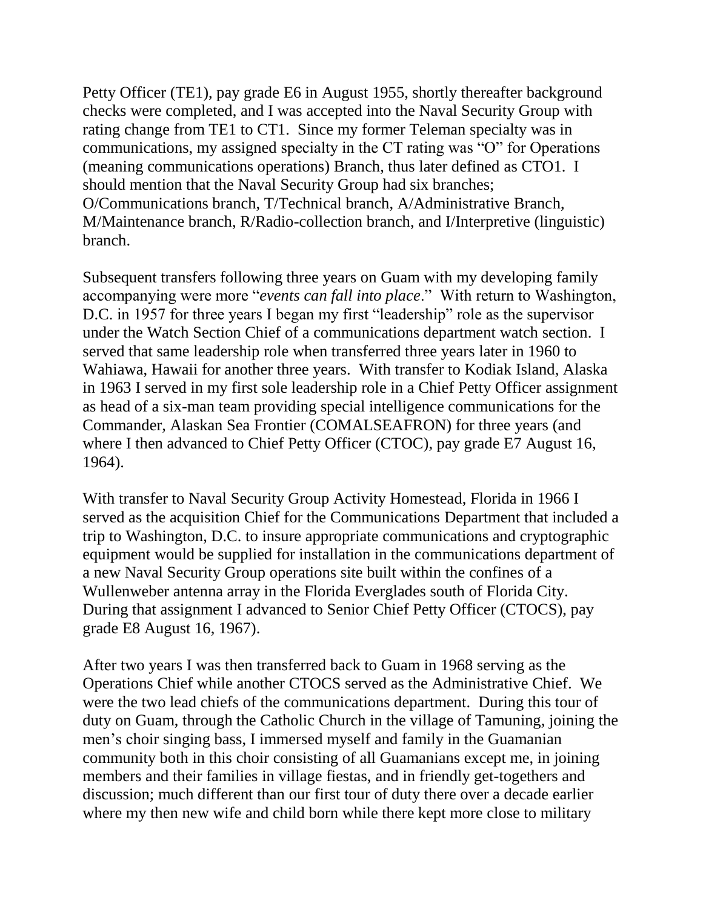Petty Officer (TE1), pay grade E6 in August 1955, shortly thereafter background checks were completed, and I was accepted into the Naval Security Group with rating change from TE1 to CT1. Since my former Teleman specialty was in communications, my assigned specialty in the CT rating was "O" for Operations (meaning communications operations) Branch, thus later defined as CTO1. I should mention that the Naval Security Group had six branches; O/Communications branch, T/Technical branch, A/Administrative Branch, M/Maintenance branch, R/Radio-collection branch, and I/Interpretive (linguistic) branch.

Subsequent transfers following three years on Guam with my developing family accompanying were more "*events can fall into place*." With return to Washington, D.C. in 1957 for three years I began my first "leadership" role as the supervisor under the Watch Section Chief of a communications department watch section. I served that same leadership role when transferred three years later in 1960 to Wahiawa, Hawaii for another three years. With transfer to Kodiak Island, Alaska in 1963 I served in my first sole leadership role in a Chief Petty Officer assignment as head of a six-man team providing special intelligence communications for the Commander, Alaskan Sea Frontier (COMALSEAFRON) for three years (and where I then advanced to Chief Petty Officer (CTOC), pay grade E7 August 16, 1964).

With transfer to Naval Security Group Activity Homestead, Florida in 1966 I served as the acquisition Chief for the Communications Department that included a trip to Washington, D.C. to insure appropriate communications and cryptographic equipment would be supplied for installation in the communications department of a new Naval Security Group operations site built within the confines of a Wullenweber antenna array in the Florida Everglades south of Florida City. During that assignment I advanced to Senior Chief Petty Officer (CTOCS), pay grade E8 August 16, 1967).

After two years I was then transferred back to Guam in 1968 serving as the Operations Chief while another CTOCS served as the Administrative Chief. We were the two lead chiefs of the communications department. During this tour of duty on Guam, through the Catholic Church in the village of Tamuning, joining the men's choir singing bass, I immersed myself and family in the Guamanian community both in this choir consisting of all Guamanians except me, in joining members and their families in village fiestas, and in friendly get-togethers and discussion; much different than our first tour of duty there over a decade earlier where my then new wife and child born while there kept more close to military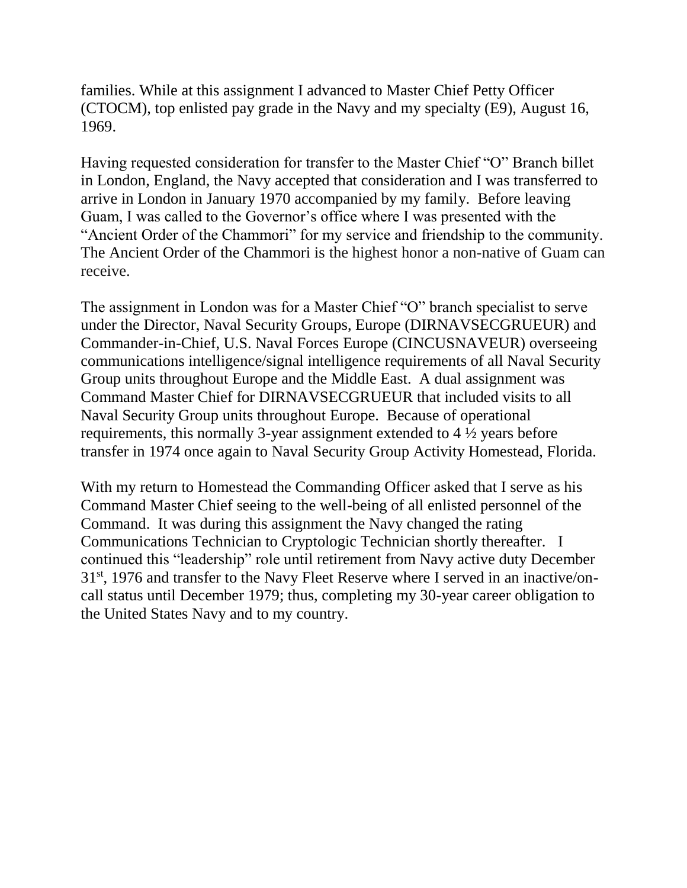families. While at this assignment I advanced to Master Chief Petty Officer (CTOCM), top enlisted pay grade in the Navy and my specialty (E9), August 16, 1969.

Having requested consideration for transfer to the Master Chief "O" Branch billet in London, England, the Navy accepted that consideration and I was transferred to arrive in London in January 1970 accompanied by my family. Before leaving Guam, I was called to the Governor's office where I was presented with the "Ancient Order of the Chammori" for my service and friendship to the community. The Ancient Order of the Chammori is the highest honor a non-native of Guam can receive.

The assignment in London was for a Master Chief "O" branch specialist to serve under the Director, Naval Security Groups, Europe (DIRNAVSECGRUEUR) and Commander-in-Chief, U.S. Naval Forces Europe (CINCUSNAVEUR) overseeing communications intelligence/signal intelligence requirements of all Naval Security Group units throughout Europe and the Middle East. A dual assignment was Command Master Chief for DIRNAVSECGRUEUR that included visits to all Naval Security Group units throughout Europe. Because of operational requirements, this normally 3-year assignment extended to 4 ½ years before transfer in 1974 once again to Naval Security Group Activity Homestead, Florida.

With my return to Homestead the Commanding Officer asked that I serve as his Command Master Chief seeing to the well-being of all enlisted personnel of the Command. It was during this assignment the Navy changed the rating Communications Technician to Cryptologic Technician shortly thereafter. I continued this "leadership" role until retirement from Navy active duty December 31st, 1976 and transfer to the Navy Fleet Reserve where I served in an inactive/on-call status until December 1979; thus, completing my 30-year career obligation to the United States Navy and to my country.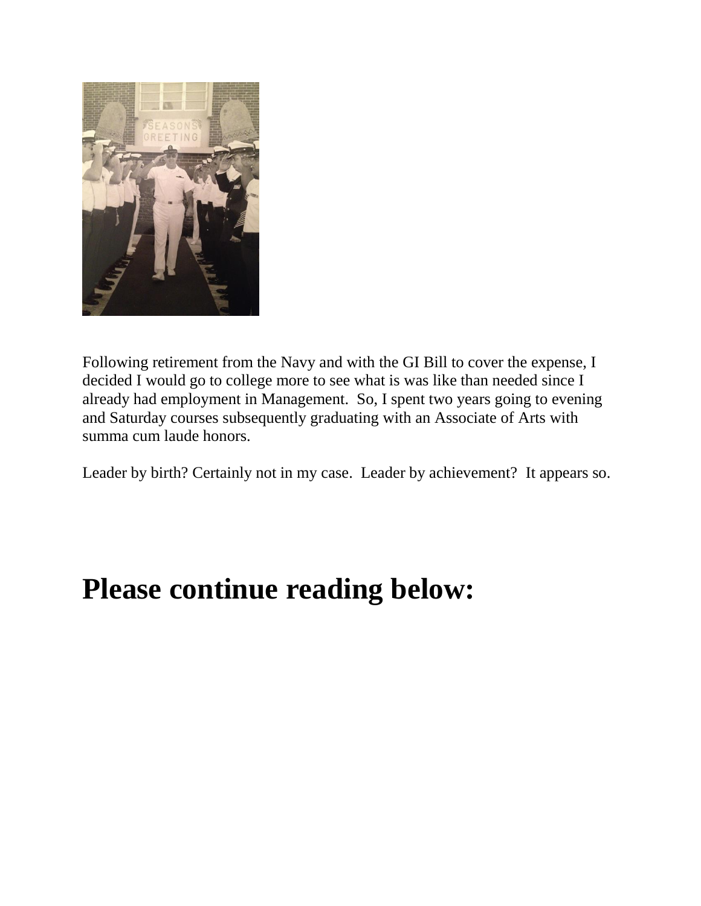Following retirement from the Navy and with the GI Bill to cover the expense, I decided I would go to college more to see what is was like than needed since I already had employment in Management.  So, I spent two years going to evening and Saturday courses subsequently graduating with an Associate of Arts with summa cum laude honors.

Leader by birth? Certainly not in my case.  Leader by achievement?  It appears so.

# Please continue reading below: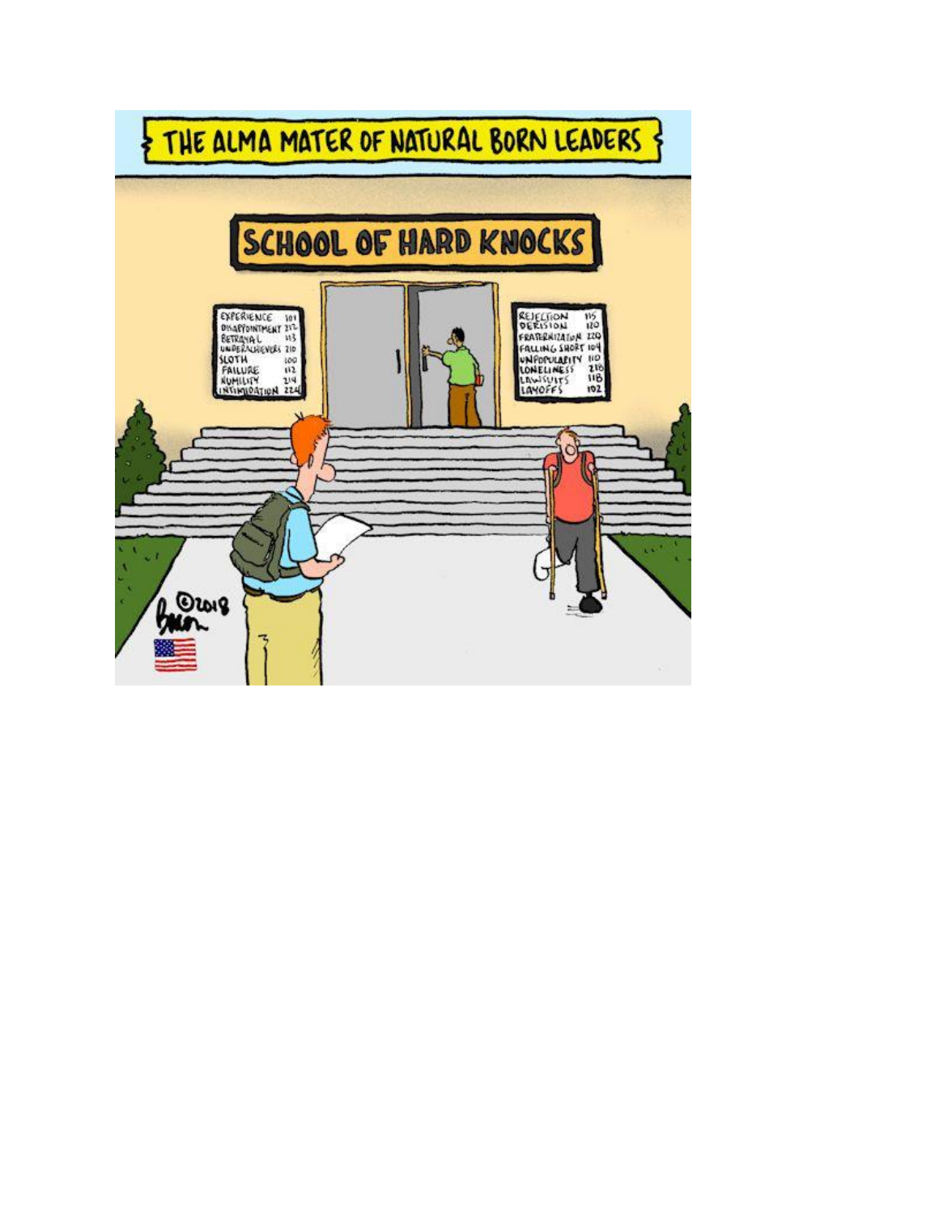THE ALMA MATER OF NATURAL BORN LEADERS

SCHOOL OF HARD KNOCKS

| | |
|---|---|
| EXPERIENCE | 101 |
| DISAPPOINTMENT | 212 |
| BETRAYAL | 113 |
| UNDERACHIEVERS | 210 |
| SLOTH | 100 |
| FAILURE | 112 |
| HUMILITY | 214 |
| INTIMIDATION | 224 |

| | |
|---|---|
| REJECTION | 115 |
| DERISION | 120 |
| FRATERNIZATION | 220 |
| FALLING SHORT | 104 |
| UNPOPULARITY | 110 |
| LONELINESS | 216 |
| LAWSUITS | 118 |
| LAYOFFS | 102 |

©2018 Baron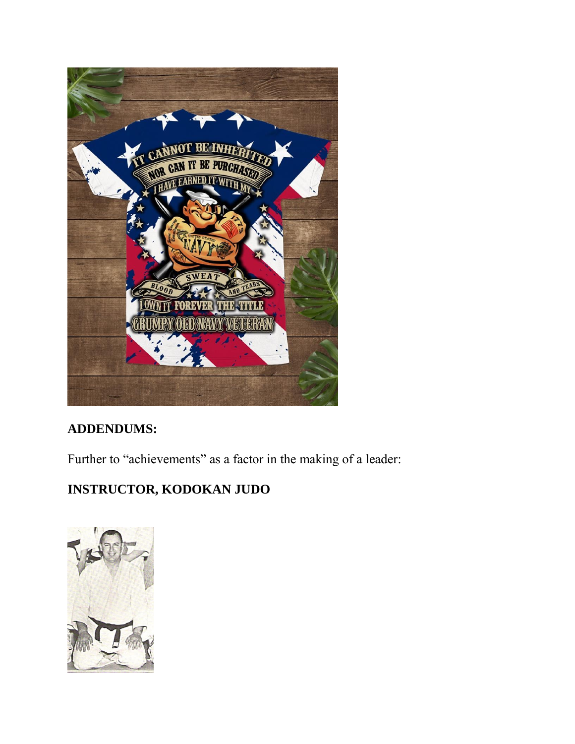**ADDENDUMS:**

Further to “achievements” as a factor in the making of a leader:

**INSTRUCTOR, KODOKAN JUDO**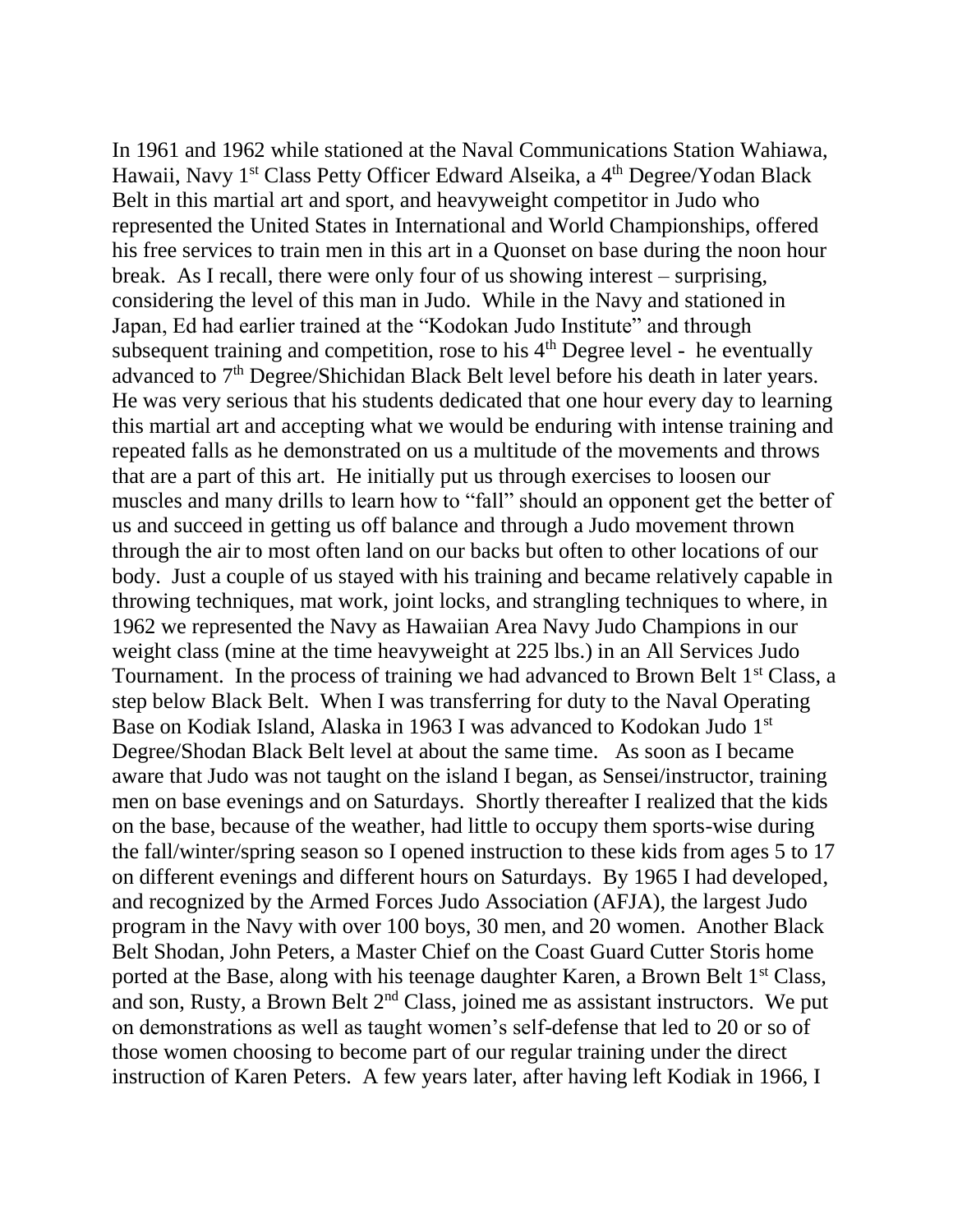In 1961 and 1962 while stationed at the Naval Communications Station Wahiawa, Hawaii, Navy 1st Class Petty Officer Edward Alseika, a 4th Degree/Yodan Black Belt in this martial art and sport, and heavyweight competitor in Judo who represented the United States in International and World Championships, offered his free services to train men in this art in a Quonset on base during the noon hour break. As I recall, there were only four of us showing interest – surprising, considering the level of this man in Judo. While in the Navy and stationed in Japan, Ed had earlier trained at the "Kodokan Judo Institute" and through subsequent training and competition, rose to his 4th Degree level - he eventually advanced to 7th Degree/Shichidan Black Belt level before his death in later years. He was very serious that his students dedicated that one hour every day to learning this martial art and accepting what we would be enduring with intense training and repeated falls as he demonstrated on us a multitude of the movements and throws that are a part of this art. He initially put us through exercises to loosen our muscles and many drills to learn how to "fall" should an opponent get the better of us and succeed in getting us off balance and through a Judo movement thrown through the air to most often land on our backs but often to other locations of our body. Just a couple of us stayed with his training and became relatively capable in throwing techniques, mat work, joint locks, and strangling techniques to where, in 1962 we represented the Navy as Hawaiian Area Navy Judo Champions in our weight class (mine at the time heavyweight at 225 lbs.) in an All Services Judo Tournament. In the process of training we had advanced to Brown Belt 1st Class, a step below Black Belt. When I was transferring for duty to the Naval Operating Base on Kodiak Island, Alaska in 1963 I was advanced to Kodokan Judo 1st Degree/Shodan Black Belt level at about the same time. As soon as I became aware that Judo was not taught on the island I began, as Sensei/instructor, training men on base evenings and on Saturdays. Shortly thereafter I realized that the kids on the base, because of the weather, had little to occupy them sports-wise during the fall/winter/spring season so I opened instruction to these kids from ages 5 to 17 on different evenings and different hours on Saturdays. By 1965 I had developed, and recognized by the Armed Forces Judo Association (AFJA), the largest Judo program in the Navy with over 100 boys, 30 men, and 20 women. Another Black Belt Shodan, John Peters, a Master Chief on the Coast Guard Cutter Storis home ported at the Base, along with his teenage daughter Karen, a Brown Belt 1st Class, and son, Rusty, a Brown Belt 2nd Class, joined me as assistant instructors. We put on demonstrations as well as taught women's self-defense that led to 20 or so of those women choosing to become part of our regular training under the direct instruction of Karen Peters. A few years later, after having left Kodiak in 1966, I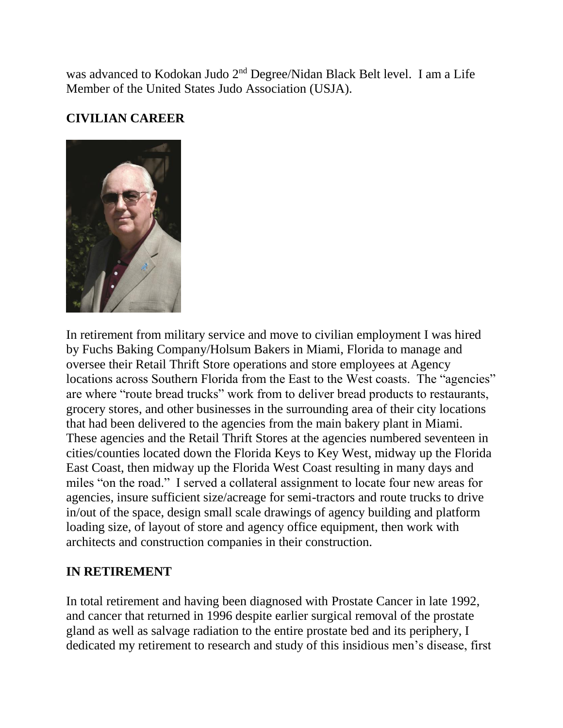was advanced to Kodokan Judo 2nd Degree/Nidan Black Belt level. I am a Life Member of the United States Judo Association (USJA).

## CIVILIAN CAREER

In retirement from military service and move to civilian employment I was hired by Fuchs Baking Company/Holsum Bakers in Miami, Florida to manage and oversee their Retail Thrift Store operations and store employees at Agency locations across Southern Florida from the East to the West coasts. The "agencies" are where "route bread trucks" work from to deliver bread products to restaurants, grocery stores, and other businesses in the surrounding area of their city locations that had been delivered to the agencies from the main bakery plant in Miami. These agencies and the Retail Thrift Stores at the agencies numbered seventeen in cities/counties located down the Florida Keys to Key West, midway up the Florida East Coast, then midway up the Florida West Coast resulting in many days and miles "on the road." I served a collateral assignment to locate four new areas for agencies, insure sufficient size/acreage for semi-tractors and route trucks to drive in/out of the space, design small scale drawings of agency building and platform loading size, of layout of store and agency office equipment, then work with architects and construction companies in their construction.

## IN RETIREMENT

In total retirement and having been diagnosed with Prostate Cancer in late 1992, and cancer that returned in 1996 despite earlier surgical removal of the prostate gland as well as salvage radiation to the entire prostate bed and its periphery, I dedicated my retirement to research and study of this insidious men's disease, first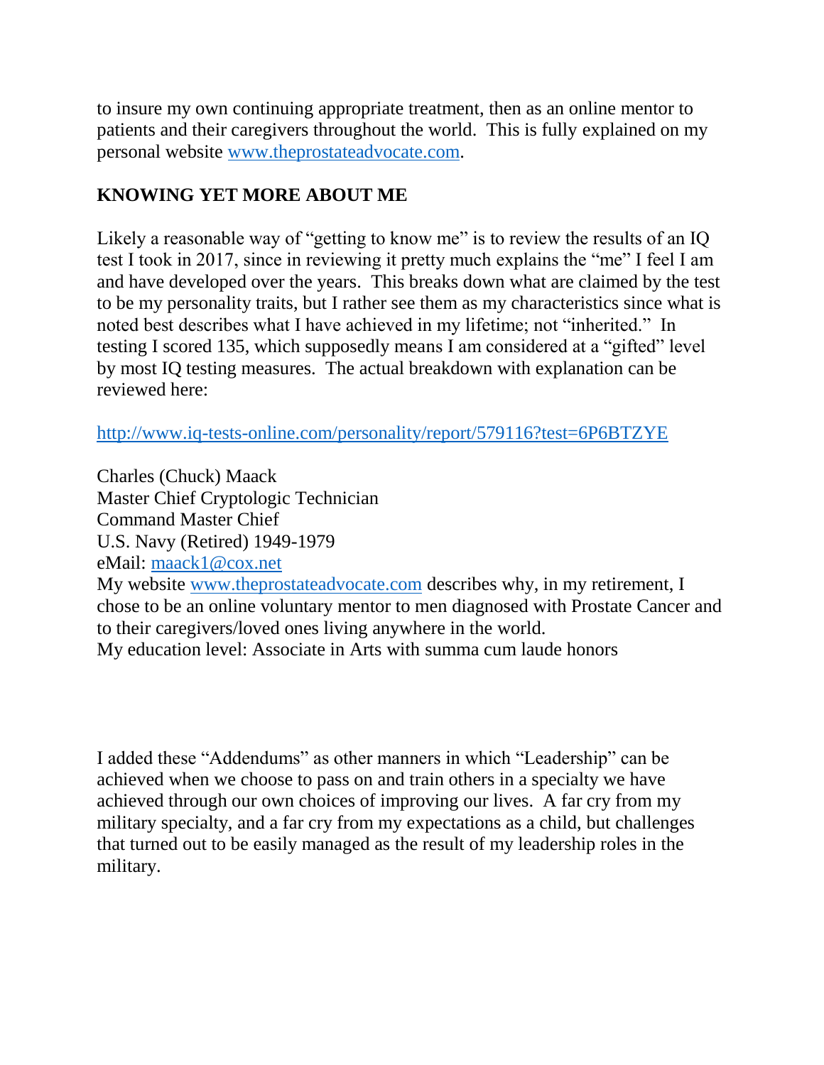to insure my own continuing appropriate treatment, then as an online mentor to patients and their caregivers throughout the world. This is fully explained on my personal website [www.theprostateadvocate.com](http://www.theprostateadvocate.com).

## KNOWING YET MORE ABOUT ME

Likely a reasonable way of "getting to know me" is to review the results of an IQ test I took in 2017, since in reviewing it pretty much explains the "me" I feel I am and have developed over the years. This breaks down what are claimed by the test to be my personality traits, but I rather see them as my characteristics since what is noted best describes what I have achieved in my lifetime; not "inherited." In testing I scored 135, which supposedly means I am considered at a "gifted" level by most IQ testing measures. The actual breakdown with explanation can be reviewed here:

[http://www.iq-tests-online.com/personality/report/579116?test=6P6BTZYE](http://www.iq-tests-online.com/personality/report/579116?test=6P6BTZYE)

Charles (Chuck) Maack
Master Chief Cryptologic Technician
Command Master Chief
U.S. Navy (Retired) 1949-1979
eMail: [maack1@cox.net](mailto:maack1@cox.net)
My website [www.theprostateadvocate.com](http://www.theprostateadvocate.com) describes why, in my retirement, I chose to be an online voluntary mentor to men diagnosed with Prostate Cancer and to their caregivers/loved ones living anywhere in the world.
My education level: Associate in Arts with summa cum laude honors

I added these "Addendums" as other manners in which "Leadership" can be achieved when we choose to pass on and train others in a specialty we have achieved through our own choices of improving our lives. A far cry from my military specialty, and a far cry from my expectations as a child, but challenges that turned out to be easily managed as the result of my leadership roles in the military.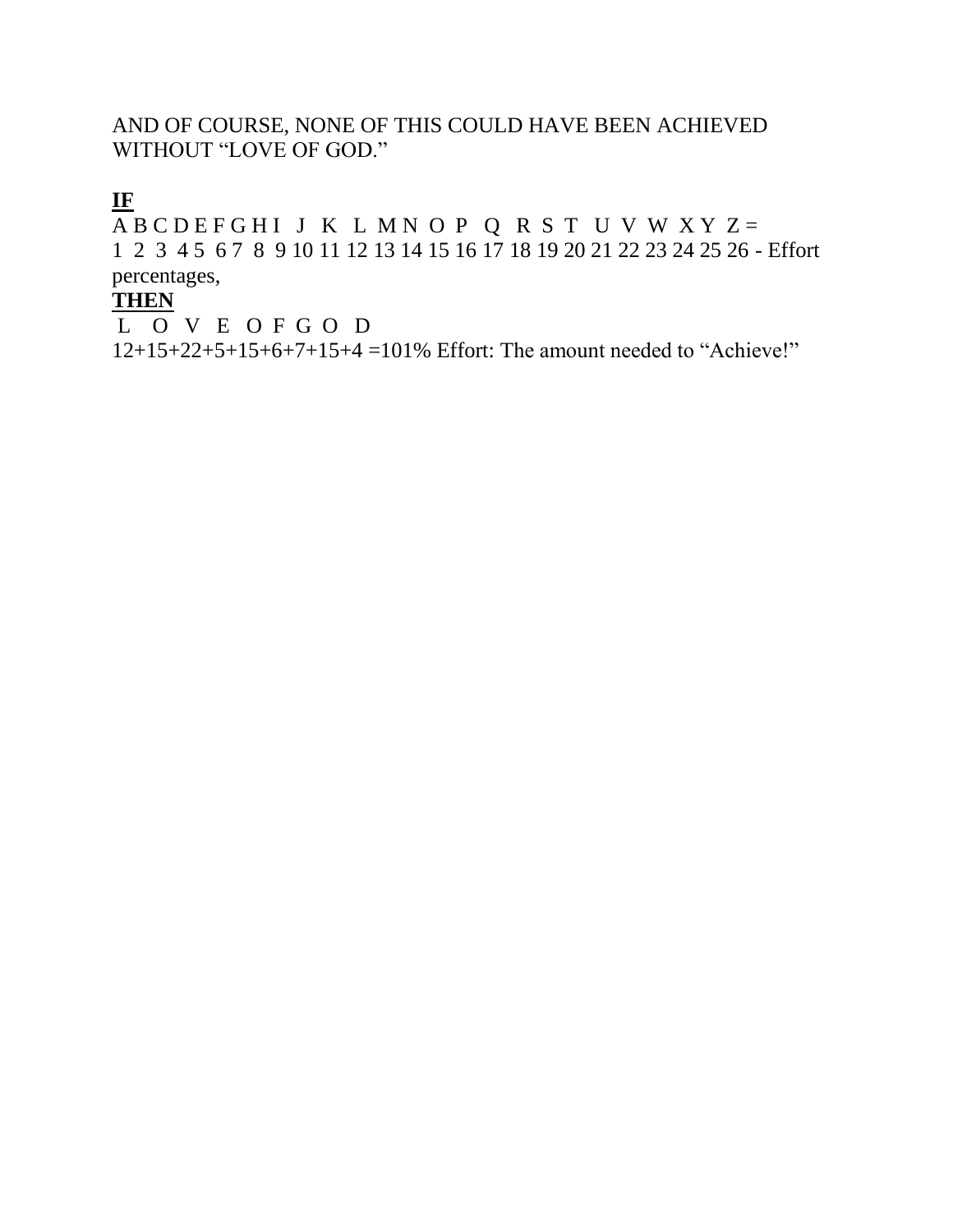AND OF COURSE, NONE OF THIS COULD HAVE BEEN ACHIEVED WITHOUT "LOVE OF GOD."

**IF**

A B C D E F G H I J K L M N O P Q R S T U V W X Y Z =
1 2 3 4 5 6 7 8 9 10 11 12 13 14 15 16 17 18 19 20 21 22 23 24 25 26 - Effort percentages,

**THEN**

L O V E O F G O D
12+15+22+5+15+6+7+15+4 =101% Effort: The amount needed to "Achieve!"